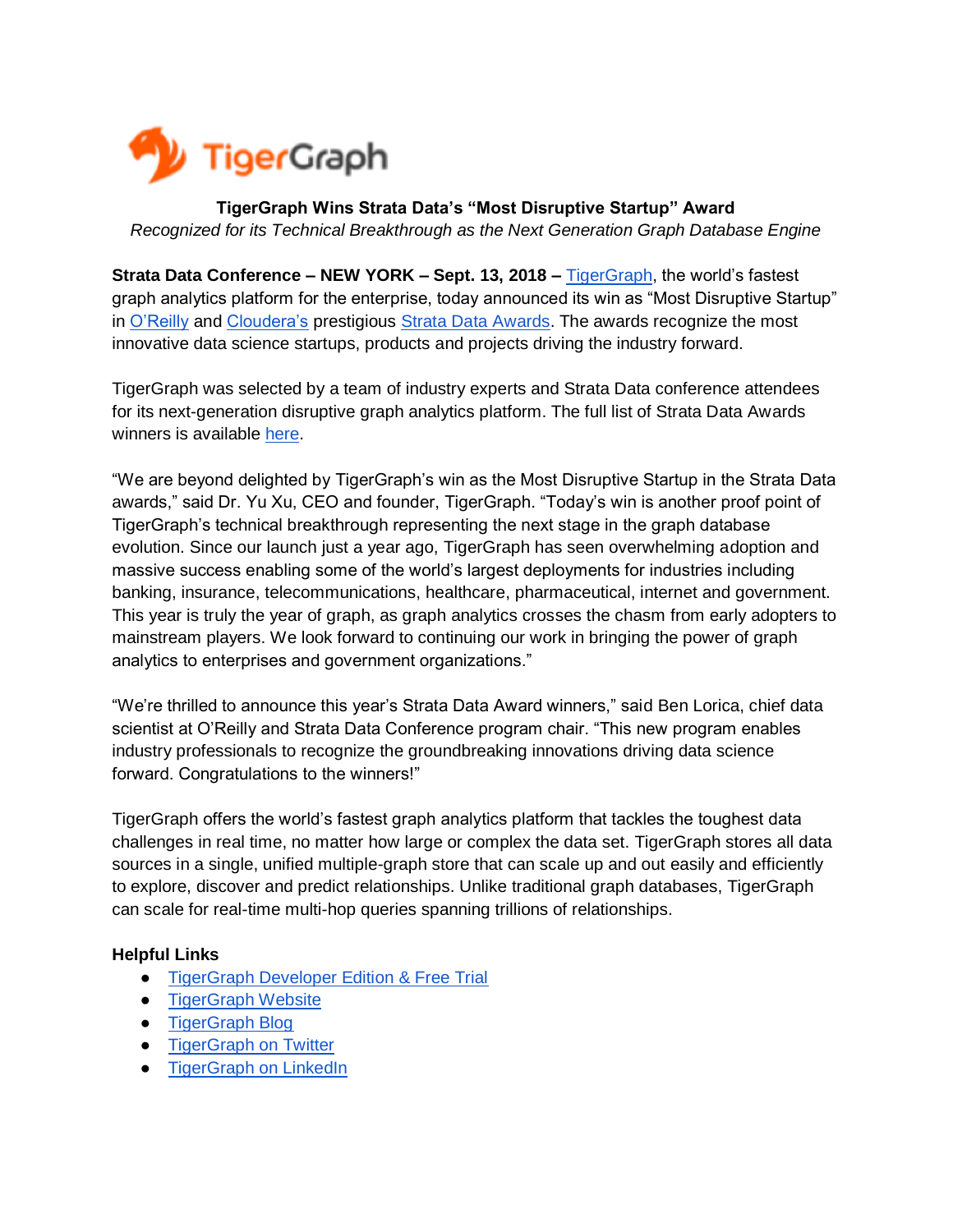# TigerGraph Wins Strata Data's "Most Disruptive Startup" Award

*Recognized for its Technical Breakthrough as the Next Generation Graph Database Engine*

**Strata Data Conference – NEW YORK – Sept. 13, 2018 –** TigerGraph, the world's fastest graph analytics platform for the enterprise, today announced its win as "Most Disruptive Startup" in O'Reilly and Cloudera's prestigious Strata Data Awards. The awards recognize the most innovative data science startups, products and projects driving the industry forward.

TigerGraph was selected by a team of industry experts and Strata Data conference attendees for its next-generation disruptive graph analytics platform. The full list of Strata Data Awards winners is available here.

"We are beyond delighted by TigerGraph's win as the Most Disruptive Startup in the Strata Data awards," said Dr. Yu Xu, CEO and founder, TigerGraph. "Today's win is another proof point of TigerGraph's technical breakthrough representing the next stage in the graph database evolution. Since our launch just a year ago, TigerGraph has seen overwhelming adoption and massive success enabling some of the world's largest deployments for industries including banking, insurance, telecommunications, healthcare, pharmaceutical, internet and government. This year is truly the year of graph, as graph analytics crosses the chasm from early adopters to mainstream players. We look forward to continuing our work in bringing the power of graph analytics to enterprises and government organizations."

"We're thrilled to announce this year's Strata Data Award winners," said Ben Lorica, chief data scientist at O'Reilly and Strata Data Conference program chair. "This new program enables industry professionals to recognize the groundbreaking innovations driving data science forward. Congratulations to the winners!"

TigerGraph offers the world's fastest graph analytics platform that tackles the toughest data challenges in real time, no matter how large or complex the data set. TigerGraph stores all data sources in a single, unified multiple-graph store that can scale up and out easily and efficiently to explore, discover and predict relationships. Unlike traditional graph databases, TigerGraph can scale for real-time multi-hop queries spanning trillions of relationships.

**Helpful Links**

- TigerGraph Developer Edition & Free Trial
- TigerGraph Website
- TigerGraph Blog
- TigerGraph on Twitter
- TigerGraph on LinkedIn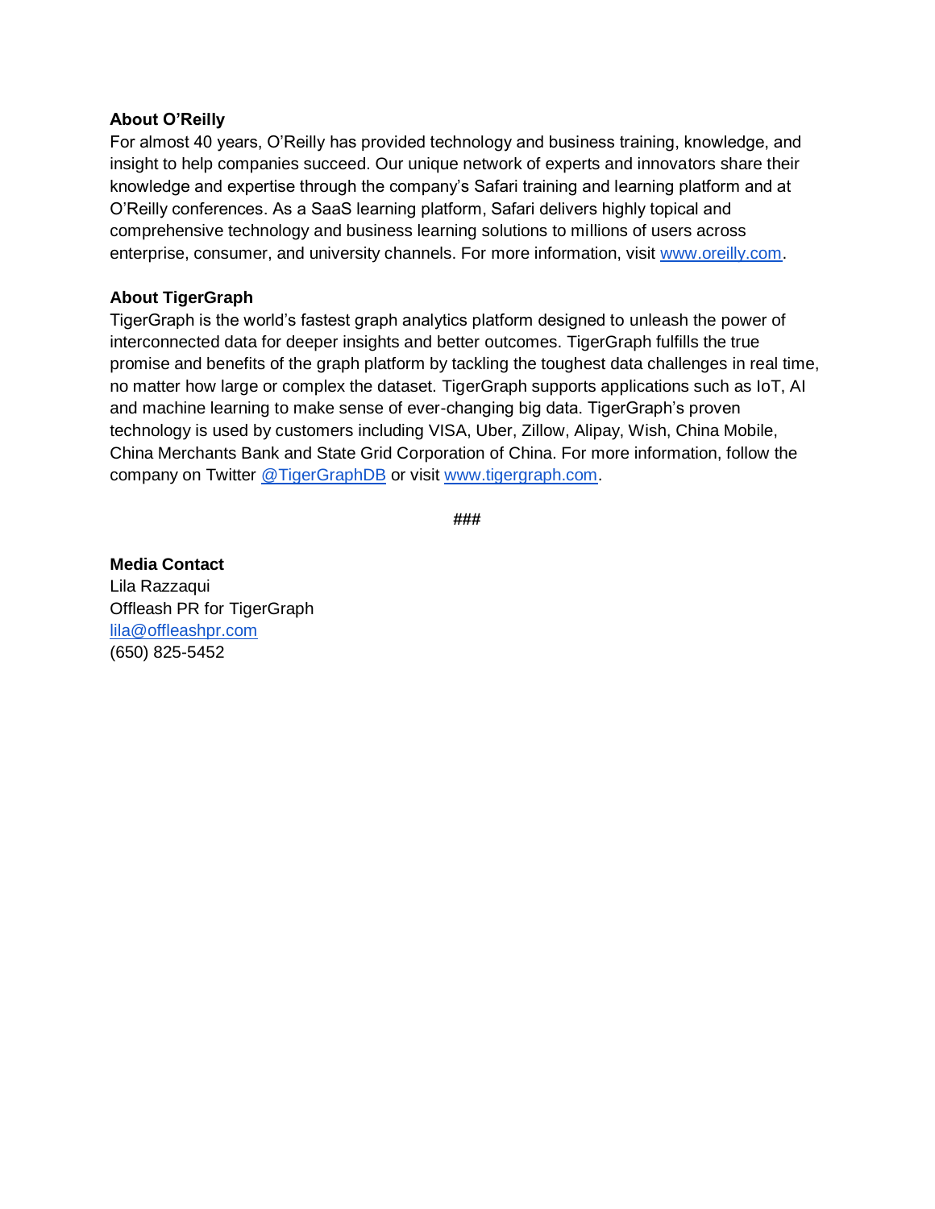**About O'Reilly**

For almost 40 years, O'Reilly has provided technology and business training, knowledge, and insight to help companies succeed. Our unique network of experts and innovators share their knowledge and expertise through the company's Safari training and learning platform and at O'Reilly conferences. As a SaaS learning platform, Safari delivers highly topical and comprehensive technology and business learning solutions to millions of users across enterprise, consumer, and university channels. For more information, visit www.oreilly.com.

**About TigerGraph**

TigerGraph is the world's fastest graph analytics platform designed to unleash the power of interconnected data for deeper insights and better outcomes. TigerGraph fulfills the true promise and benefits of the graph platform by tackling the toughest data challenges in real time, no matter how large or complex the dataset. TigerGraph supports applications such as IoT, AI and machine learning to make sense of ever-changing big data. TigerGraph's proven technology is used by customers including VISA, Uber, Zillow, Alipay, Wish, China Mobile, China Merchants Bank and State Grid Corporation of China. For more information, follow the company on Twitter @TigerGraphDB or visit www.tigergraph.com.

###

**Media Contact**

Lila Razzaqui
Offleash PR for TigerGraph
lila@offleashpr.com
(650) 825-5452